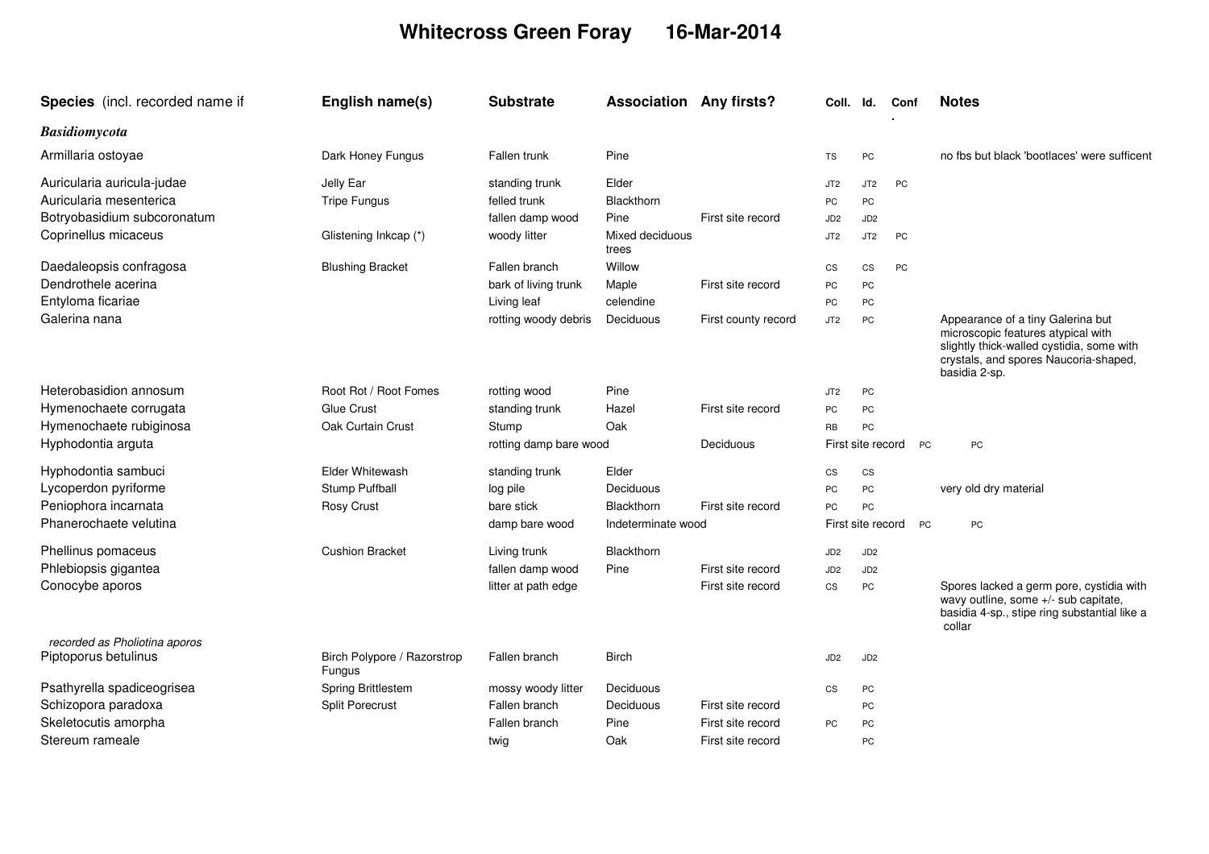# Whitecross Green Foray 16-Mar-2014

| Species (incl. recorded name if | English name(s) | Substrate | Association | Any firsts? | Coll. | Id. | Conf. | Notes |
|---|---|---|---|---|---|---|---|---|
| ***Basidiomycota*** | | | | | | | | |
| Armillaria ostoyae | Dark Honey Fungus | Fallen trunk | Pine | | TS | PC | | no fbs but black 'bootlaces' were sufficent |
| Auricularia auricula-judae | Jelly Ear | standing trunk | Elder | | JT2 | JT2 | PC | |
| Auricularia mesenterica | Tripe Fungus | felled trunk | Blackthorn | | PC | PC | | |
| Botryobasidium subcoronatum | | fallen damp wood | Pine | First site record | JD2 | JD2 | | |
| Coprinellus micaceus | Glistening Inkcap (*) | woody litter | Mixed deciduous trees | | JT2 | JT2 | PC | |
| Daedaleopsis confragosa | Blushing Bracket | Fallen branch | Willow | | CS | CS | PC | |
| Dendrothele acerina | | bark of living trunk | Maple | First site record | PC | PC | | |
| Entyloma ficariae | | Living leaf | celendine | | PC | PC | | |
| Galerina nana | | rotting woody debris | Deciduous | First county record | JT2 | PC | | Appearance of a tiny Galerina but microscopic features atypical with slightly thick-walled cystidia, some with crystals, and spores Naucoria-shaped, basidia 2-sp. |
| Heterobasidion annosum | Root Rot / Root Fomes | rotting wood | Pine | | JT2 | PC | | |
| Hymenochaete corrugata | Glue Crust | standing trunk | Hazel | First site record | PC | PC | | |
| Hymenochaete rubiginosa | Oak Curtain Crust | Stump | Oak | | RB | PC | | |
| Hyphodontia arguta | | rotting damp bare wood | | Deciduous | First site record | | PC | PC |
| Hyphodontia sambuci | Elder Whitewash | standing trunk | Elder | | CS | CS | | |
| Lycoperdon pyriforme | Stump Puffball | log pile | Deciduous | | PC | PC | | very old dry material |
| Peniophora incarnata | Rosy Crust | bare stick | Blackthorn | First site record | PC | PC | | |
| Phanerochaete velutina | | damp bare wood | Indeterminate wood | | First site record | | PC | PC |
| Phellinus pomaceus | Cushion Bracket | Living trunk | Blackthorn | | JD2 | JD2 | | |
| Phlebiopsis gigantea | | fallen damp wood | Pine | First site record | JD2 | JD2 | | |
| Conocybe aporos *recorded as Pholiotina aporos* | | litter at path edge | | First site record | CS | PC | | Spores lacked a germ pore, cystidia with wavy outline, some +/- sub capitate, basidia 4-sp., stipe ring substantial like a collar |
| Piptoporus betulinus | Birch Polypore / Razorstrop Fungus | Fallen branch | Birch | | JD2 | JD2 | | |
| Psathyrella spadiceogrisea | Spring Brittlestem | mossy woody litter | Deciduous | | CS | PC | | |
| Schizopora paradoxa | Split Porecrust | Fallen branch | Deciduous | First site record | | PC | | |
| Skeletocutis amorpha | | Fallen branch | Pine | First site record | PC | PC | | |
| Stereum rameale | | twig | Oak | First site record | | PC | | |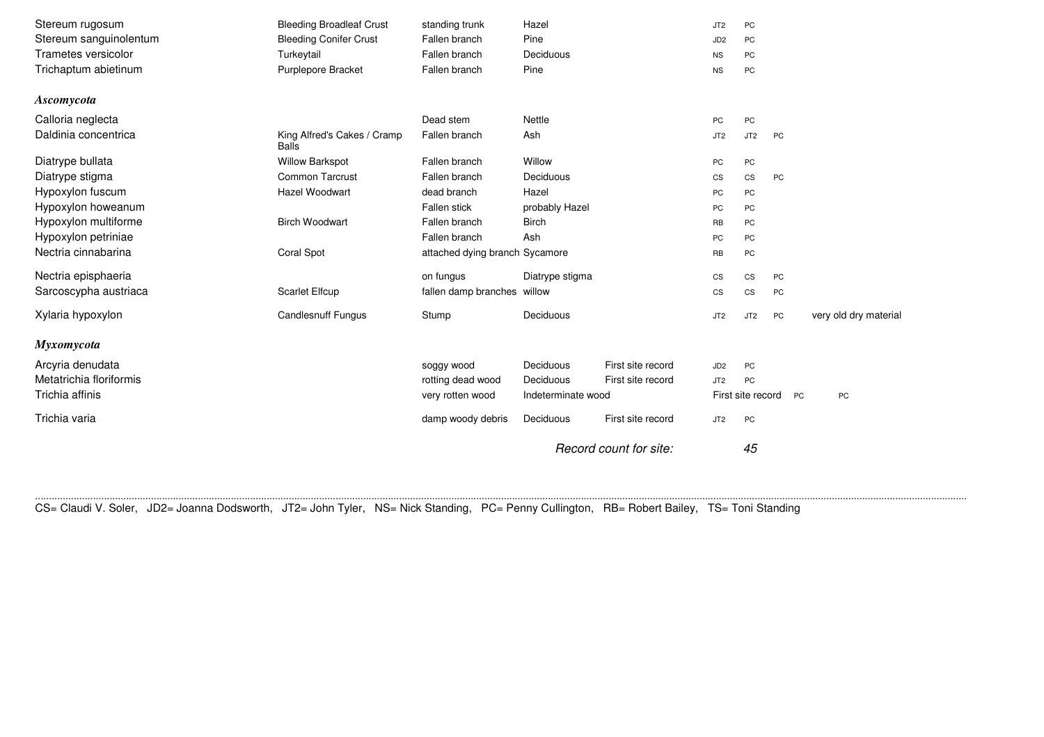| | | | | | | | | |
|---|---|---|---|---|---|---|---|---|
| Stereum rugosum | Bleeding Broadleaf Crust | standing trunk | Hazel | | JT2 | PC | | |
| Stereum sanguinolentum | Bleeding Conifer Crust | Fallen branch | Pine | | JD2 | PC | | |
| Trametes versicolor | Turkeytail | Fallen branch | Deciduous | | NS | PC | | |
| Trichaptum abietinum | Purplepore Bracket | Fallen branch | Pine | | NS | PC | | |

### *Ascomycota*

| | | | | | | | | |
|---|---|---|---|---|---|---|---|---|
| Calloria neglecta | | Dead stem | Nettle | | PC | PC | | |
| Daldinia concentrica | King Alfred's Cakes / Cramp Balls | Fallen branch | Ash | | JT2 | JT2 | PC | |
| Diatrype bullata | Willow Barkspot | Fallen branch | Willow | | PC | PC | | |
| Diatrype stigma | Common Tarcrust | Fallen branch | Deciduous | | CS | CS | PC | |
| Hypoxylon fuscum | Hazel Woodwart | dead branch | Hazel | | PC | PC | | |
| Hypoxylon howeanum | | Fallen stick | probably Hazel | | PC | PC | | |
| Hypoxylon multiforme | Birch Woodwart | Fallen branch | Birch | | RB | PC | | |
| Hypoxylon petriniae | | Fallen branch | Ash | | PC | PC | | |
| Nectria cinnabarina | Coral Spot | attached dying branch | Sycamore | | RB | PC | | |
| Nectria episphaeria | | on fungus | Diatrype stigma | | CS | CS | PC | |
| Sarcoscypha austriaca | Scarlet Elfcup | fallen damp branches | willow | | CS | CS | PC | |
| Xylaria hypoxylon | Candlesnuff Fungus | Stump | Deciduous | | JT2 | JT2 | PC | very old dry material |

### *Myxomycota*

| | | | | | | | | |
|---|---|---|---|---|---|---|---|---|
| Arcyria denudata | | soggy wood | Deciduous | First site record | JD2 | PC | | |
| Metatrichia floriformis | | rotting dead wood | Deciduous | First site record | JT2 | PC | | |
| Trichia affinis | | very rotten wood | Indeterminate wood | | First site record | | PC | PC |
| Trichia varia | | damp woody debris | Deciduous | First site record | JT2 | PC | | |

*Record count for site:* *45*

CS= Claudi V. Soler, JD2= Joanna Dodsworth, JT2= John Tyler, NS= Nick Standing, PC= Penny Cullington, RB= Robert Bailey, TS= Toni Standing